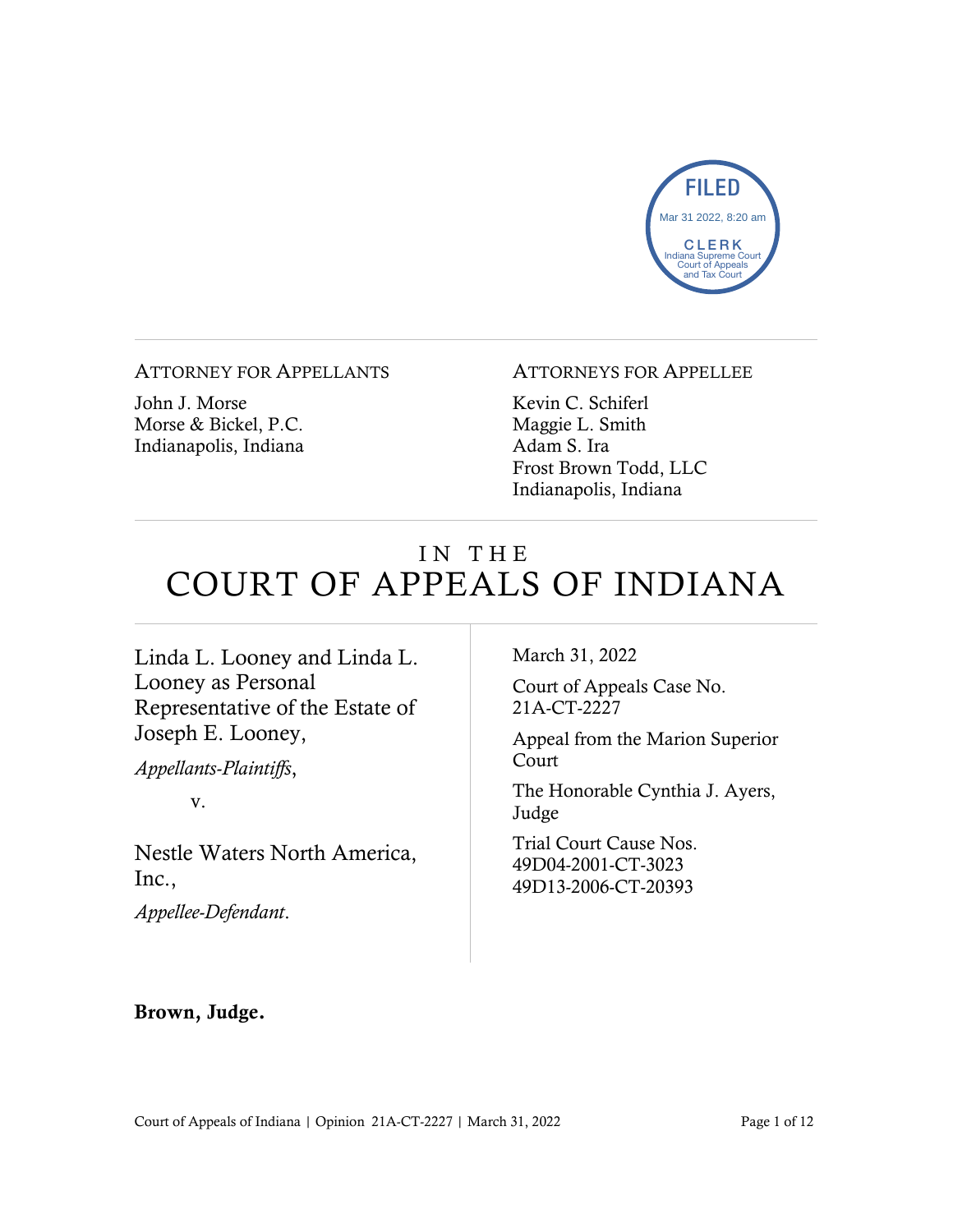FILED
Mar 31 2022, 8:20 am
CLERK
Indiana Supreme Court
Court of Appeals
and Tax Court

ATTORNEY FOR APPELLANTS

John J. Morse
Morse & Bickel, P.C.
Indianapolis, Indiana

ATTORNEYS FOR APPELLEE

Kevin C. Schiferl
Maggie L. Smith
Adam S. Ira
Frost Brown Todd, LLC
Indianapolis, Indiana

# IN THE COURT OF APPEALS OF INDIANA

Linda L. Looney and Linda L. Looney as Personal Representative of the Estate of Joseph E. Looney,

*Appellants-Plaintiffs*,

v.

Nestle Waters North America, Inc.,

*Appellee-Defendant*.

March 31, 2022

Court of Appeals Case No. 21A-CT-2227

Appeal from the Marion Superior Court

The Honorable Cynthia J. Ayers, Judge

Trial Court Cause Nos. 49D04-2001-CT-3023 49D13-2006-CT-20393

**Brown, Judge.**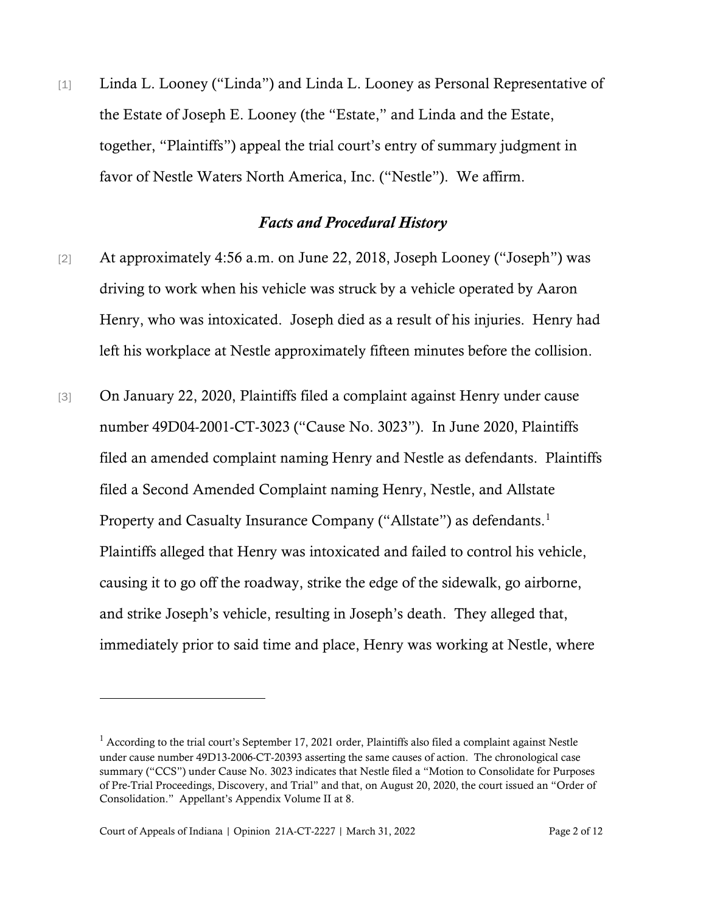[1] Linda L. Looney ("Linda") and Linda L. Looney as Personal Representative of the Estate of Joseph E. Looney (the "Estate," and Linda and the Estate, together, "Plaintiffs") appeal the trial court's entry of summary judgment in favor of Nestle Waters North America, Inc. ("Nestle"). We affirm.

## *Facts and Procedural History*

[2] At approximately 4:56 a.m. on June 22, 2018, Joseph Looney ("Joseph") was driving to work when his vehicle was struck by a vehicle operated by Aaron Henry, who was intoxicated. Joseph died as a result of his injuries. Henry had left his workplace at Nestle approximately fifteen minutes before the collision.

[3] On January 22, 2020, Plaintiffs filed a complaint against Henry under cause number 49D04-2001-CT-3023 ("Cause No. 3023"). In June 2020, Plaintiffs filed an amended complaint naming Henry and Nestle as defendants. Plaintiffs filed a Second Amended Complaint naming Henry, Nestle, and Allstate Property and Casualty Insurance Company ("Allstate") as defendants.[1] Plaintiffs alleged that Henry was intoxicated and failed to control his vehicle, causing it to go off the roadway, strike the edge of the sidewalk, go airborne, and strike Joseph's vehicle, resulting in Joseph's death. They alleged that, immediately prior to said time and place, Henry was working at Nestle, where

[1] According to the trial court's September 17, 2021 order, Plaintiffs also filed a complaint against Nestle under cause number 49D13-2006-CT-20393 asserting the same causes of action. The chronological case summary ("CCS") under Cause No. 3023 indicates that Nestle filed a "Motion to Consolidate for Purposes of Pre-Trial Proceedings, Discovery, and Trial" and that, on August 20, 2020, the court issued an "Order of Consolidation." Appellant's Appendix Volume II at 8.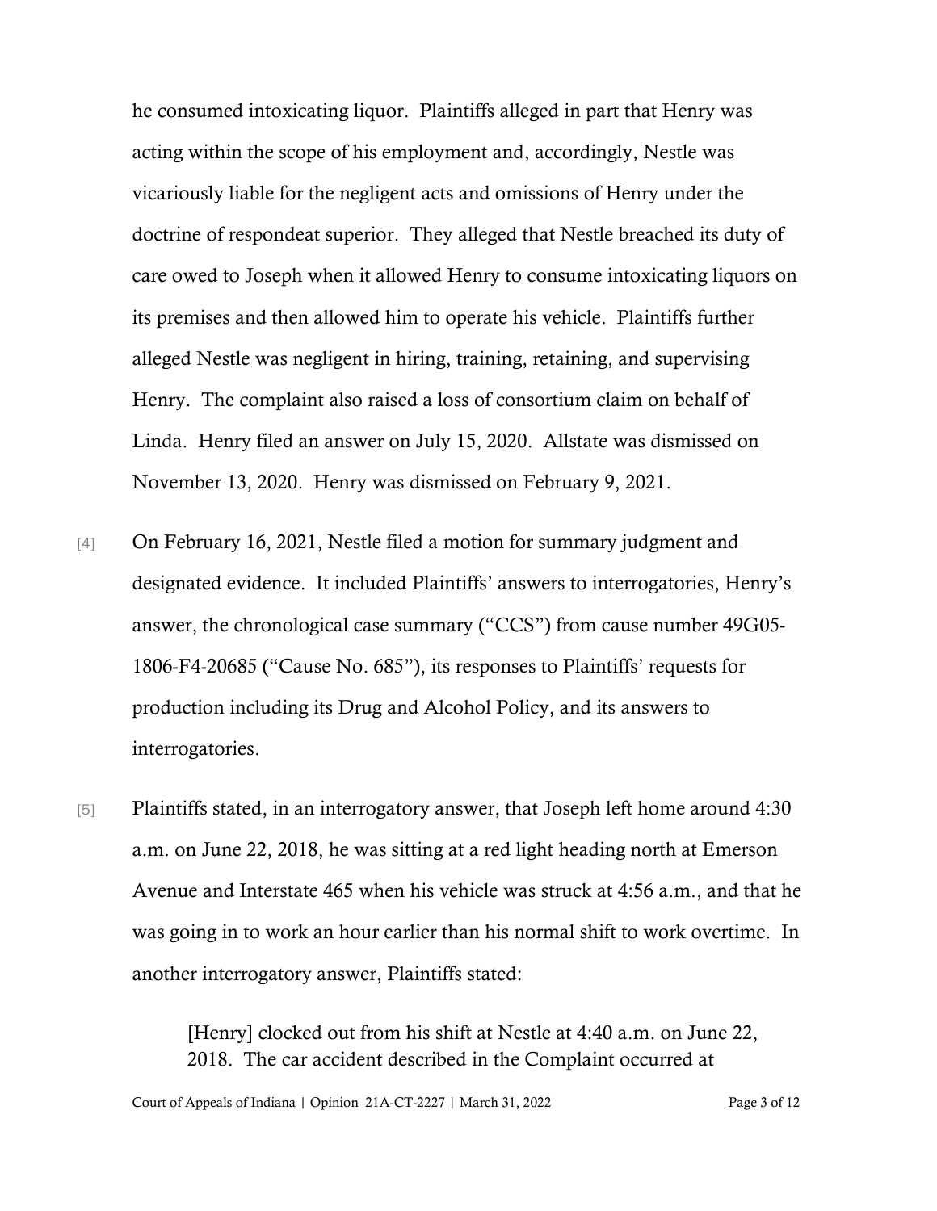he consumed intoxicating liquor. Plaintiffs alleged in part that Henry was acting within the scope of his employment and, accordingly, Nestle was vicariously liable for the negligent acts and omissions of Henry under the doctrine of respondeat superior. They alleged that Nestle breached its duty of care owed to Joseph when it allowed Henry to consume intoxicating liquors on its premises and then allowed him to operate his vehicle. Plaintiffs further alleged Nestle was negligent in hiring, training, retaining, and supervising Henry. The complaint also raised a loss of consortium claim on behalf of Linda. Henry filed an answer on July 15, 2020. Allstate was dismissed on November 13, 2020. Henry was dismissed on February 9, 2021.

[4] On February 16, 2021, Nestle filed a motion for summary judgment and designated evidence. It included Plaintiffs' answers to interrogatories, Henry's answer, the chronological case summary ("CCS") from cause number 49G05-1806-F4-20685 ("Cause No. 685"), its responses to Plaintiffs' requests for production including its Drug and Alcohol Policy, and its answers to interrogatories.

[5] Plaintiffs stated, in an interrogatory answer, that Joseph left home around 4:30 a.m. on June 22, 2018, he was sitting at a red light heading north at Emerson Avenue and Interstate 465 when his vehicle was struck at 4:56 a.m., and that he was going in to work an hour earlier than his normal shift to work overtime. In another interrogatory answer, Plaintiffs stated:

> [Henry] clocked out from his shift at Nestle at 4:40 a.m. on June 22, 2018. The car accident described in the Complaint occurred at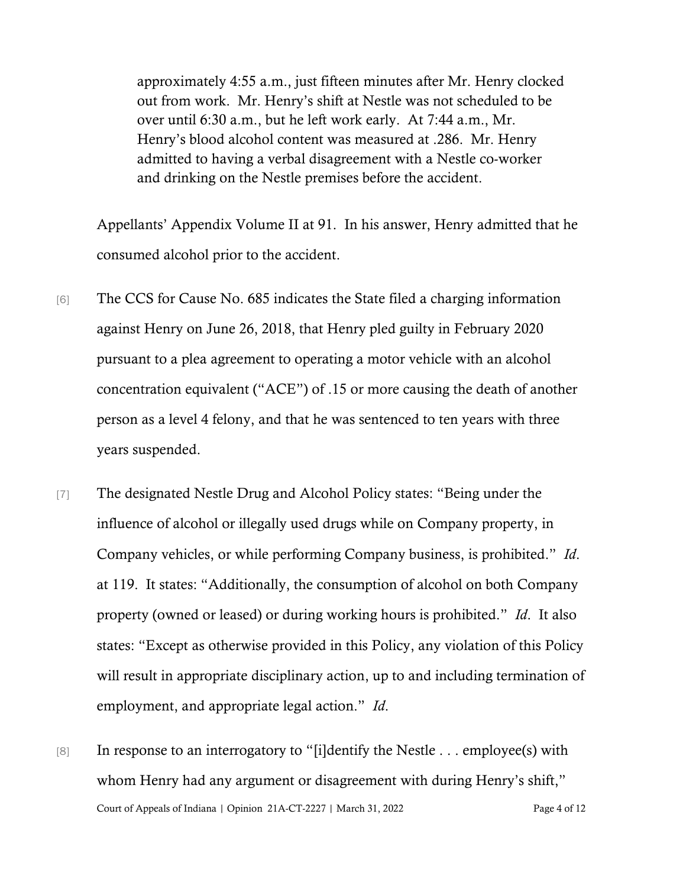approximately 4:55 a.m., just fifteen minutes after Mr. Henry clocked out from work. Mr. Henry's shift at Nestle was not scheduled to be over until 6:30 a.m., but he left work early. At 7:44 a.m., Mr. Henry's blood alcohol content was measured at .286. Mr. Henry admitted to having a verbal disagreement with a Nestle co-worker and drinking on the Nestle premises before the accident.

Appellants' Appendix Volume II at 91. In his answer, Henry admitted that he consumed alcohol prior to the accident.

[6] The CCS for Cause No. 685 indicates the State filed a charging information against Henry on June 26, 2018, that Henry pled guilty in February 2020 pursuant to a plea agreement to operating a motor vehicle with an alcohol concentration equivalent ("ACE") of .15 or more causing the death of another person as a level 4 felony, and that he was sentenced to ten years with three years suspended.

[7] The designated Nestle Drug and Alcohol Policy states: "Being under the influence of alcohol or illegally used drugs while on Company property, in Company vehicles, or while performing Company business, is prohibited." *Id*. at 119. It states: "Additionally, the consumption of alcohol on both Company property (owned or leased) or during working hours is prohibited." *Id*. It also states: "Except as otherwise provided in this Policy, any violation of this Policy will result in appropriate disciplinary action, up to and including termination of employment, and appropriate legal action." *Id*.

[8] In response to an interrogatory to "[i]dentify the Nestle . . . employee(s) with whom Henry had any argument or disagreement with during Henry's shift,"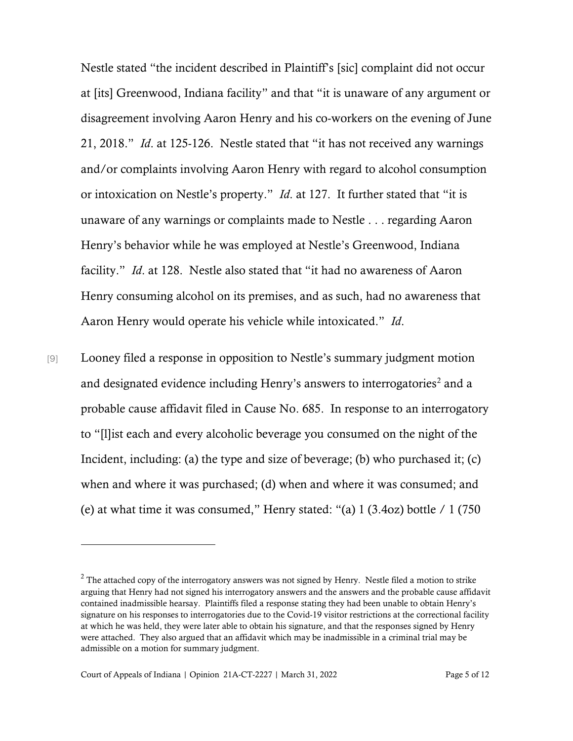Nestle stated "the incident described in Plaintiff's [sic] complaint did not occur at [its] Greenwood, Indiana facility" and that "it is unaware of any argument or disagreement involving Aaron Henry and his co-workers on the evening of June 21, 2018." *Id*. at 125-126. Nestle stated that "it has not received any warnings and/or complaints involving Aaron Henry with regard to alcohol consumption or intoxication on Nestle's property." *Id*. at 127. It further stated that "it is unaware of any warnings or complaints made to Nestle . . . regarding Aaron Henry's behavior while he was employed at Nestle's Greenwood, Indiana facility." *Id*. at 128. Nestle also stated that "it had no awareness of Aaron Henry consuming alcohol on its premises, and as such, had no awareness that Aaron Henry would operate his vehicle while intoxicated." *Id*.

[9] Looney filed a response in opposition to Nestle's summary judgment motion and designated evidence including Henry's answers to interrogatories[2] and a probable cause affidavit filed in Cause No. 685. In response to an interrogatory to "[l]ist each and every alcoholic beverage you consumed on the night of the Incident, including: (a) the type and size of beverage; (b) who purchased it; (c) when and where it was purchased; (d) when and where it was consumed; and (e) at what time it was consumed," Henry stated: "(a) 1 (3.4oz) bottle / 1 (750

---

[2] The attached copy of the interrogatory answers was not signed by Henry. Nestle filed a motion to strike arguing that Henry had not signed his interrogatory answers and the answers and the probable cause affidavit contained inadmissible hearsay. Plaintiffs filed a response stating they had been unable to obtain Henry's signature on his responses to interrogatories due to the Covid-19 visitor restrictions at the correctional facility at which he was held, they were later able to obtain his signature, and that the responses signed by Henry were attached. They also argued that an affidavit which may be inadmissible in a criminal trial may be admissible on a motion for summary judgment.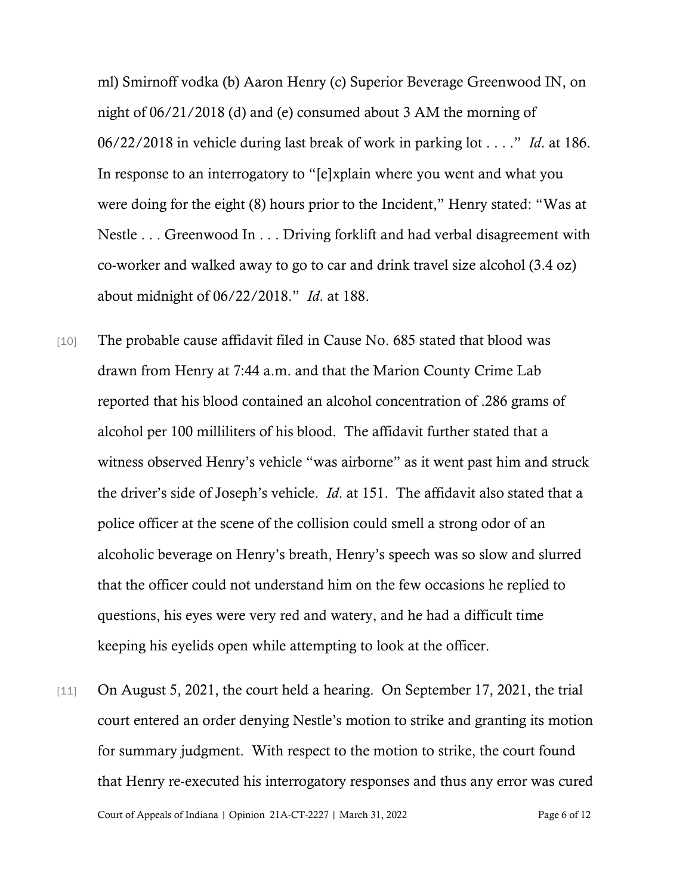ml) Smirnoff vodka (b) Aaron Henry (c) Superior Beverage Greenwood IN, on night of 06/21/2018 (d) and (e) consumed about 3 AM the morning of 06/22/2018 in vehicle during last break of work in parking lot . . . ." *Id.* at 186. In response to an interrogatory to "[e]xplain where you went and what you were doing for the eight (8) hours prior to the Incident," Henry stated: "Was at Nestle . . . Greenwood In . . . Driving forklift and had verbal disagreement with co-worker and walked away to go to car and drink travel size alcohol (3.4 oz) about midnight of 06/22/2018." *Id.* at 188.

[10] The probable cause affidavit filed in Cause No. 685 stated that blood was drawn from Henry at 7:44 a.m. and that the Marion County Crime Lab reported that his blood contained an alcohol concentration of .286 grams of alcohol per 100 milliliters of his blood. The affidavit further stated that a witness observed Henry's vehicle "was airborne" as it went past him and struck the driver's side of Joseph's vehicle. *Id.* at 151. The affidavit also stated that a police officer at the scene of the collision could smell a strong odor of an alcoholic beverage on Henry's breath, Henry's speech was so slow and slurred that the officer could not understand him on the few occasions he replied to questions, his eyes were very red and watery, and he had a difficult time keeping his eyelids open while attempting to look at the officer.

[11] On August 5, 2021, the court held a hearing. On September 17, 2021, the trial court entered an order denying Nestle's motion to strike and granting its motion for summary judgment. With respect to the motion to strike, the court found that Henry re-executed his interrogatory responses and thus any error was cured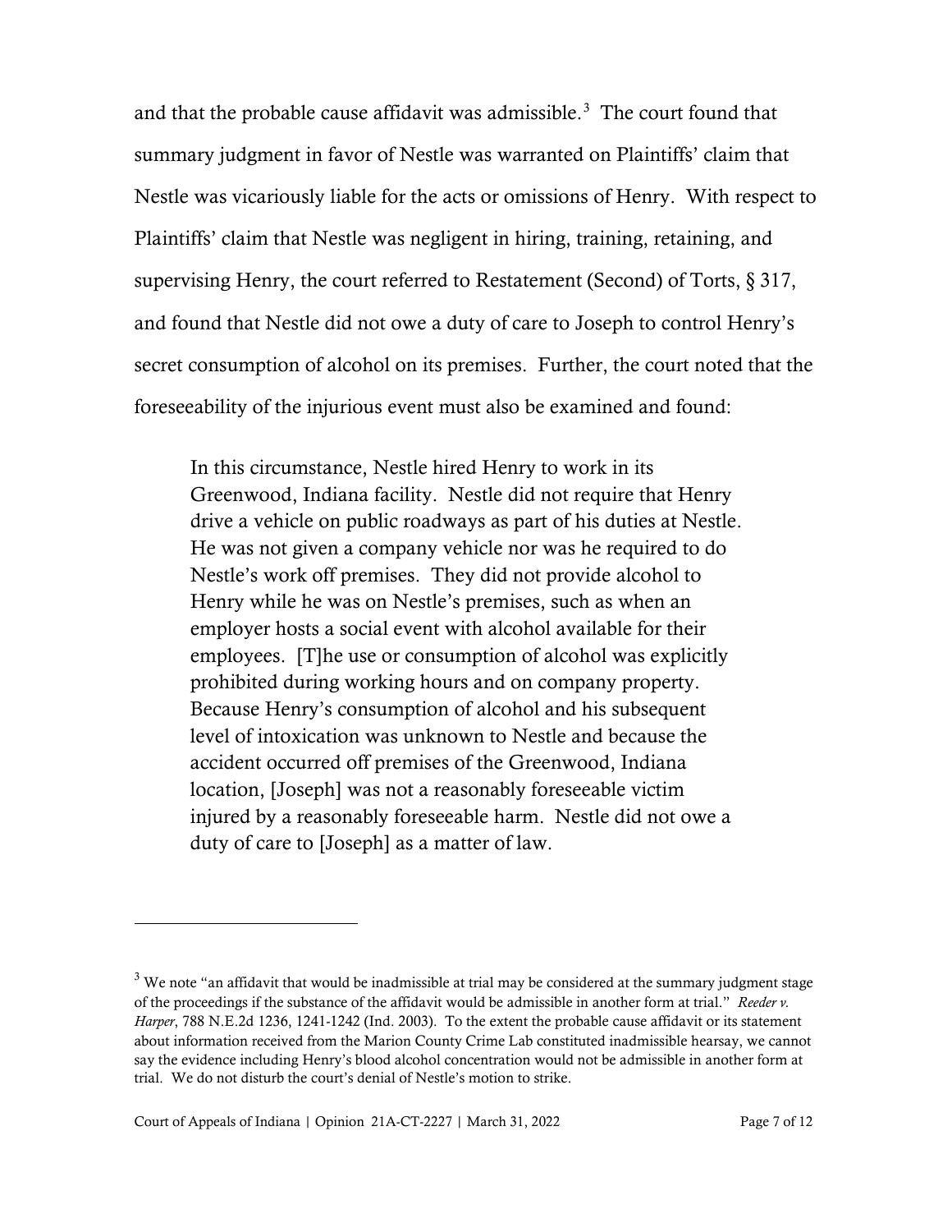and that the probable cause affidavit was admissible.[3] The court found that summary judgment in favor of Nestle was warranted on Plaintiffs' claim that Nestle was vicariously liable for the acts or omissions of Henry. With respect to Plaintiffs' claim that Nestle was negligent in hiring, training, retaining, and supervising Henry, the court referred to Restatement (Second) of Torts, § 317, and found that Nestle did not owe a duty of care to Joseph to control Henry's secret consumption of alcohol on its premises. Further, the court noted that the foreseeability of the injurious event must also be examined and found:

> In this circumstance, Nestle hired Henry to work in its Greenwood, Indiana facility. Nestle did not require that Henry drive a vehicle on public roadways as part of his duties at Nestle. He was not given a company vehicle nor was he required to do Nestle's work off premises. They did not provide alcohol to Henry while he was on Nestle's premises, such as when an employer hosts a social event with alcohol available for their employees. [T]he use or consumption of alcohol was explicitly prohibited during working hours and on company property. Because Henry's consumption of alcohol and his subsequent level of intoxication was unknown to Nestle and because the accident occurred off premises of the Greenwood, Indiana location, [Joseph] was not a reasonably foreseeable victim injured by a reasonably foreseeable harm. Nestle did not owe a duty of care to [Joseph] as a matter of law.

---

[3] We note "an affidavit that would be inadmissible at trial may be considered at the summary judgment stage of the proceedings if the substance of the affidavit would be admissible in another form at trial." *Reeder v. Harper*, 788 N.E.2d 1236, 1241-1242 (Ind. 2003). To the extent the probable cause affidavit or its statement about information received from the Marion County Crime Lab constituted inadmissible hearsay, we cannot say the evidence including Henry's blood alcohol concentration would not be admissible in another form at trial. We do not disturb the court's denial of Nestle's motion to strike.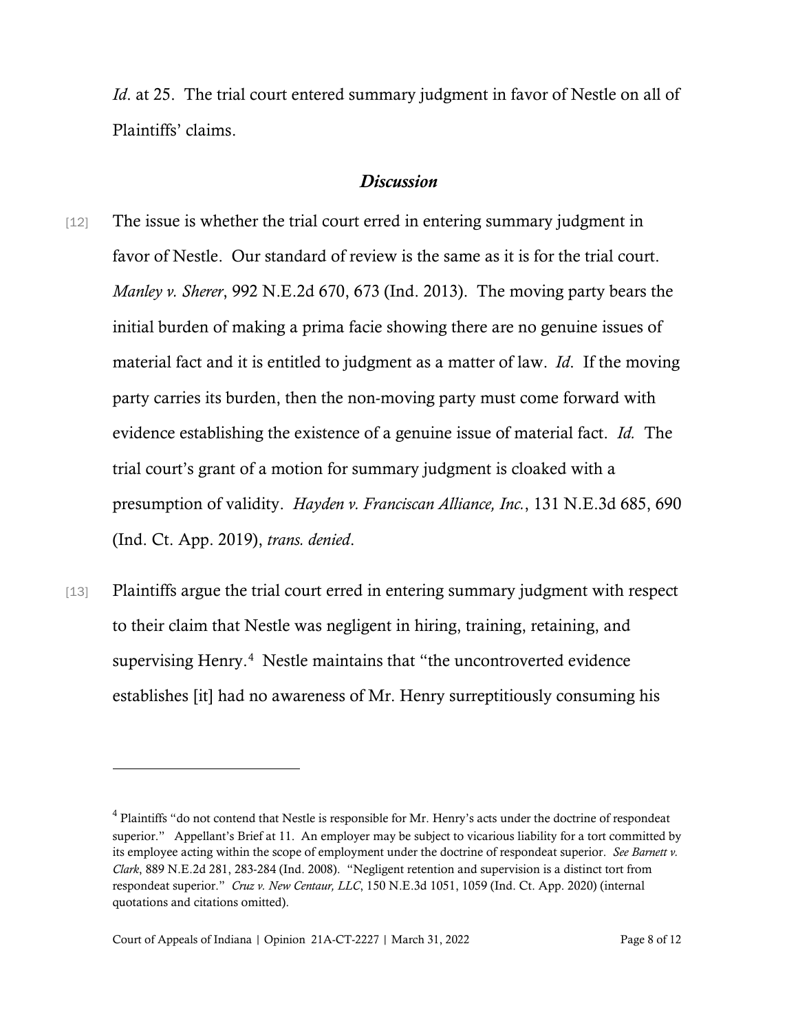*Id*. at 25. The trial court entered summary judgment in favor of Nestle on all of Plaintiffs' claims.

## *Discussion*

[12] The issue is whether the trial court erred in entering summary judgment in favor of Nestle. Our standard of review is the same as it is for the trial court. *Manley v. Sherer*, 992 N.E.2d 670, 673 (Ind. 2013). The moving party bears the initial burden of making a prima facie showing there are no genuine issues of material fact and it is entitled to judgment as a matter of law. *Id*. If the moving party carries its burden, then the non-moving party must come forward with evidence establishing the existence of a genuine issue of material fact. *Id.* The trial court's grant of a motion for summary judgment is cloaked with a presumption of validity. *Hayden v. Franciscan Alliance, Inc.*, 131 N.E.3d 685, 690 (Ind. Ct. App. 2019), *trans. denied*.

[13] Plaintiffs argue the trial court erred in entering summary judgment with respect to their claim that Nestle was negligent in hiring, training, retaining, and supervising Henry.[4] Nestle maintains that "the uncontroverted evidence establishes [it] had no awareness of Mr. Henry surreptitiously consuming his

---

[4] Plaintiffs "do not contend that Nestle is responsible for Mr. Henry's acts under the doctrine of respondeat superior." Appellant's Brief at 11. An employer may be subject to vicarious liability for a tort committed by its employee acting within the scope of employment under the doctrine of respondeat superior. *See Barnett v. Clark*, 889 N.E.2d 281, 283-284 (Ind. 2008). "Negligent retention and supervision is a distinct tort from respondeat superior." *Cruz v. New Centaur, LLC*, 150 N.E.3d 1051, 1059 (Ind. Ct. App. 2020) (internal quotations and citations omitted).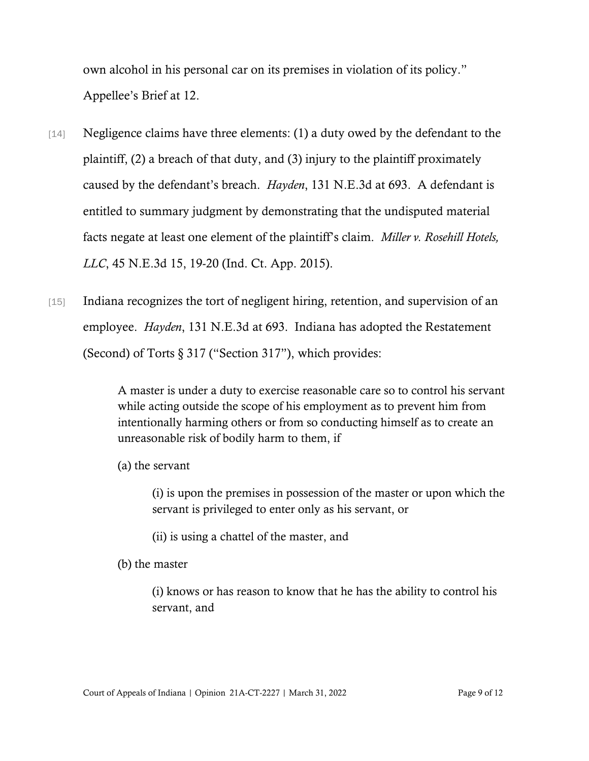own alcohol in his personal car on its premises in violation of its policy." Appellee's Brief at 12.

[14] Negligence claims have three elements: (1) a duty owed by the defendant to the plaintiff, (2) a breach of that duty, and (3) injury to the plaintiff proximately caused by the defendant's breach. *Hayden*, 131 N.E.3d at 693. A defendant is entitled to summary judgment by demonstrating that the undisputed material facts negate at least one element of the plaintiff's claim. *Miller v. Rosehill Hotels, LLC*, 45 N.E.3d 15, 19-20 (Ind. Ct. App. 2015).

[15] Indiana recognizes the tort of negligent hiring, retention, and supervision of an employee. *Hayden*, 131 N.E.3d at 693. Indiana has adopted the Restatement (Second) of Torts § 317 ("Section 317"), which provides:

> A master is under a duty to exercise reasonable care so to control his servant while acting outside the scope of his employment as to prevent him from intentionally harming others or from so conducting himself as to create an unreasonable risk of bodily harm to them, if
>
> (a) the servant
>
> > (i) is upon the premises in possession of the master or upon which the servant is privileged to enter only as his servant, or
> >
> > (ii) is using a chattel of the master, and
>
> (b) the master
>
> > (i) knows or has reason to know that he has the ability to control his servant, and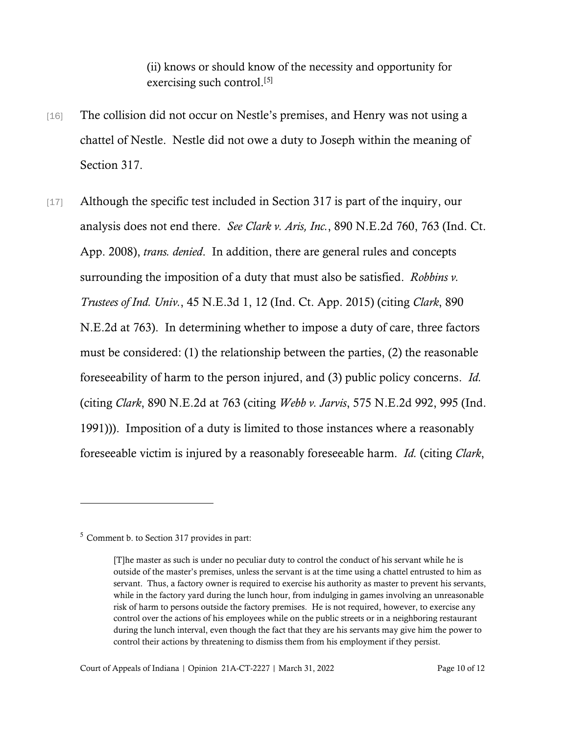(ii) knows or should know of the necessity and opportunity for exercising such control.[5]

[16] The collision did not occur on Nestle's premises, and Henry was not using a chattel of Nestle. Nestle did not owe a duty to Joseph within the meaning of Section 317.

[17] Although the specific test included in Section 317 is part of the inquiry, our analysis does not end there. *See Clark v. Aris, Inc.*, 890 N.E.2d 760, 763 (Ind. Ct. App. 2008), *trans. denied*. In addition, there are general rules and concepts surrounding the imposition of a duty that must also be satisfied. *Robbins v. Trustees of Ind. Univ.*, 45 N.E.3d 1, 12 (Ind. Ct. App. 2015) (citing *Clark*, 890 N.E.2d at 763). In determining whether to impose a duty of care, three factors must be considered: (1) the relationship between the parties, (2) the reasonable foreseeability of harm to the person injured, and (3) public policy concerns. *Id.* (citing *Clark*, 890 N.E.2d at 763 (citing *Webb v. Jarvis*, 575 N.E.2d 992, 995 (Ind. 1991))). Imposition of a duty is limited to those instances where a reasonably foreseeable victim is injured by a reasonably foreseeable harm. *Id.* (citing *Clark*,

---

[5] Comment b. to Section 317 provides in part:

> [T]he master as such is under no peculiar duty to control the conduct of his servant while he is outside of the master's premises, unless the servant is at the time using a chattel entrusted to him as servant. Thus, a factory owner is required to exercise his authority as master to prevent his servants, while in the factory yard during the lunch hour, from indulging in games involving an unreasonable risk of harm to persons outside the factory premises. He is not required, however, to exercise any control over the actions of his employees while on the public streets or in a neighboring restaurant during the lunch interval, even though the fact that they are his servants may give him the power to control their actions by threatening to dismiss them from his employment if they persist.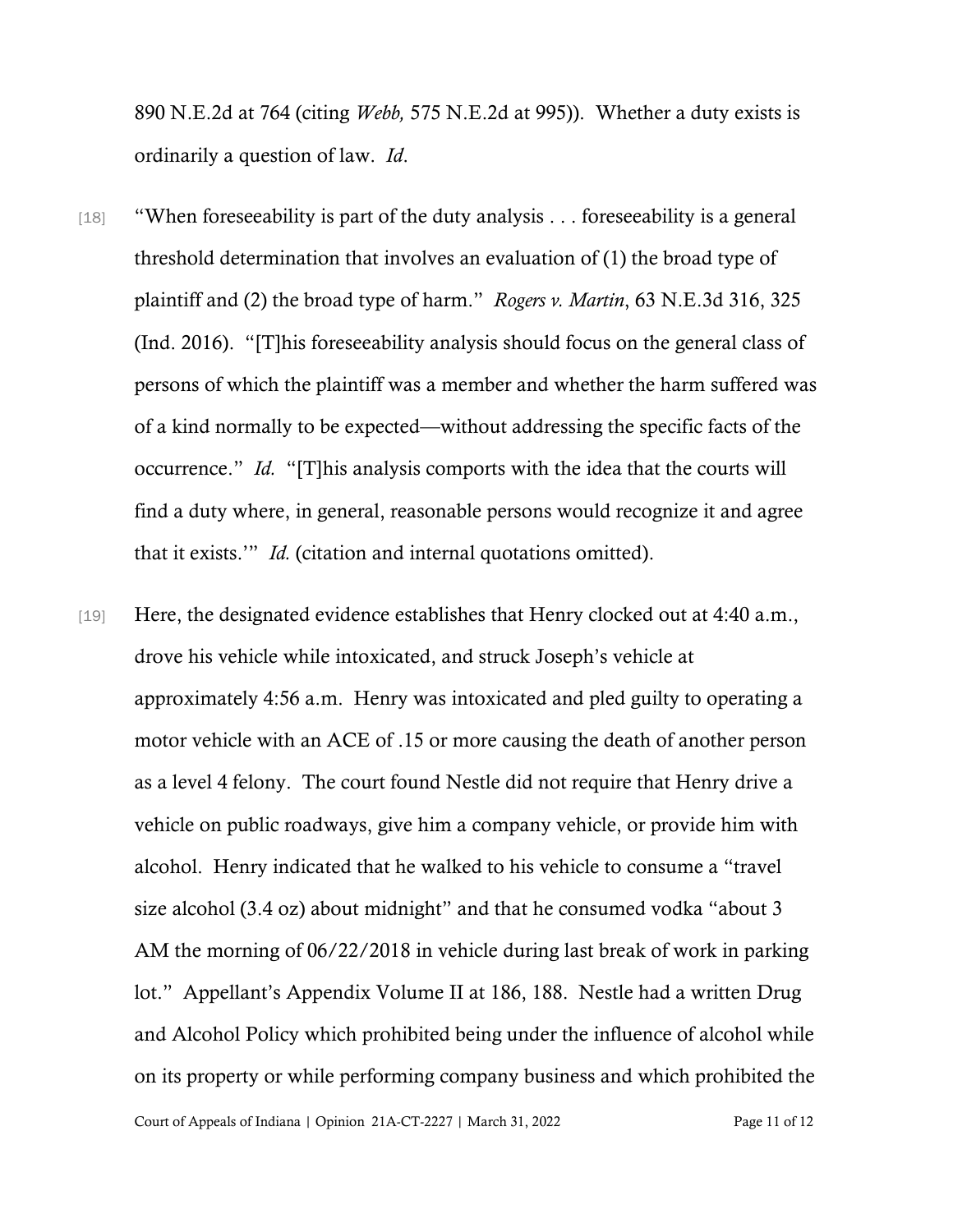890 N.E.2d at 764 (citing *Webb,* 575 N.E.2d at 995)). Whether a duty exists is ordinarily a question of law. *Id*.

[18] "When foreseeability is part of the duty analysis . . . foreseeability is a general threshold determination that involves an evaluation of (1) the broad type of plaintiff and (2) the broad type of harm." *Rogers v. Martin*, 63 N.E.3d 316, 325 (Ind. 2016). "[T]his foreseeability analysis should focus on the general class of persons of which the plaintiff was a member and whether the harm suffered was of a kind normally to be expected—without addressing the specific facts of the occurrence." *Id.* "[T]his analysis comports with the idea that the courts will find a duty where, in general, reasonable persons would recognize it and agree that it exists.'" *Id.* (citation and internal quotations omitted).

[19] Here, the designated evidence establishes that Henry clocked out at 4:40 a.m., drove his vehicle while intoxicated, and struck Joseph's vehicle at approximately 4:56 a.m. Henry was intoxicated and pled guilty to operating a motor vehicle with an ACE of .15 or more causing the death of another person as a level 4 felony. The court found Nestle did not require that Henry drive a vehicle on public roadways, give him a company vehicle, or provide him with alcohol. Henry indicated that he walked to his vehicle to consume a "travel size alcohol (3.4 oz) about midnight" and that he consumed vodka "about 3 AM the morning of 06/22/2018 in vehicle during last break of work in parking lot." Appellant's Appendix Volume II at 186, 188. Nestle had a written Drug and Alcohol Policy which prohibited being under the influence of alcohol while on its property or while performing company business and which prohibited the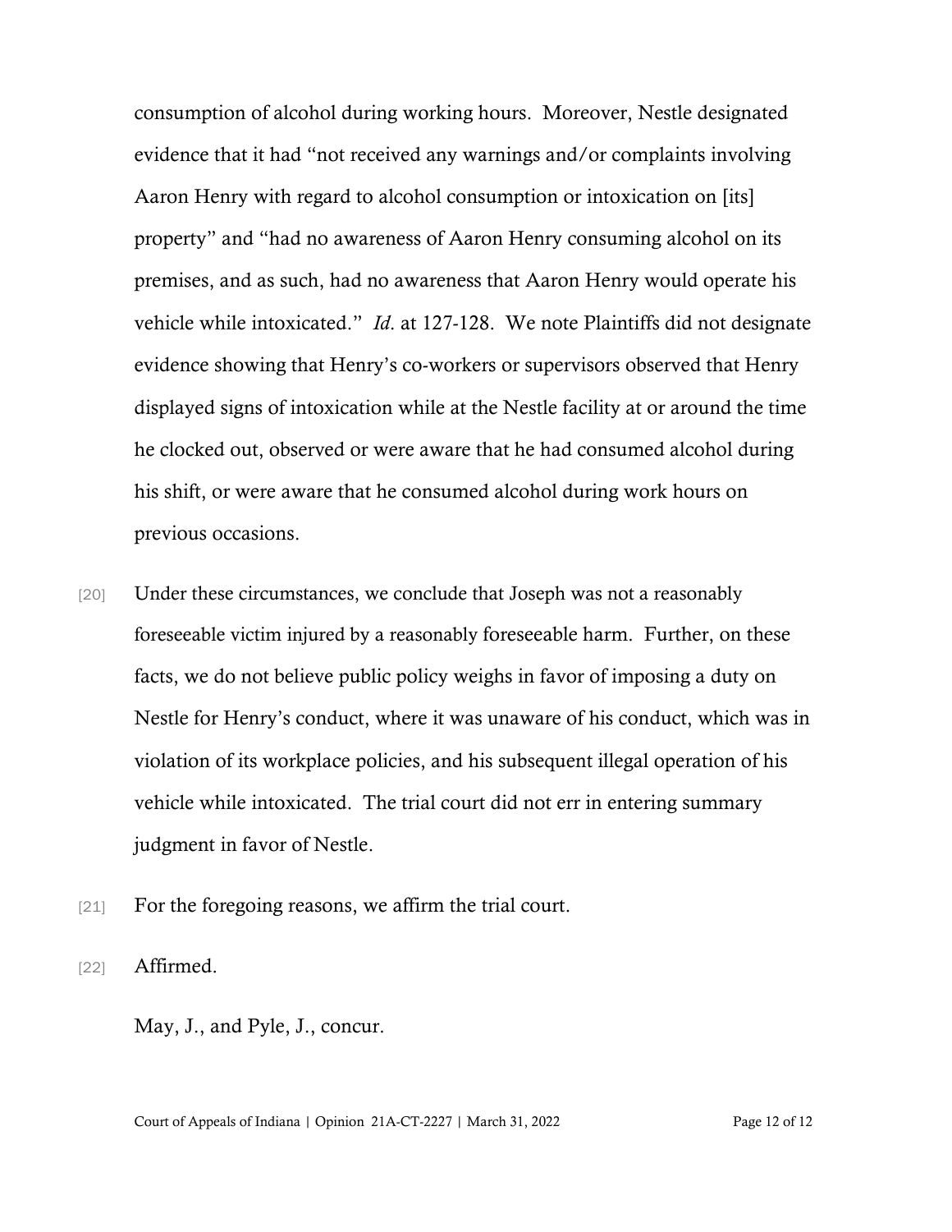consumption of alcohol during working hours. Moreover, Nestle designated evidence that it had "not received any warnings and/or complaints involving Aaron Henry with regard to alcohol consumption or intoxication on [its] property" and "had no awareness of Aaron Henry consuming alcohol on its premises, and as such, had no awareness that Aaron Henry would operate his vehicle while intoxicated." *Id*. at 127-128. We note Plaintiffs did not designate evidence showing that Henry's co-workers or supervisors observed that Henry displayed signs of intoxication while at the Nestle facility at or around the time he clocked out, observed or were aware that he had consumed alcohol during his shift, or were aware that he consumed alcohol during work hours on previous occasions.

[20] Under these circumstances, we conclude that Joseph was not a reasonably foreseeable victim injured by a reasonably foreseeable harm. Further, on these facts, we do not believe public policy weighs in favor of imposing a duty on Nestle for Henry's conduct, where it was unaware of his conduct, which was in violation of its workplace policies, and his subsequent illegal operation of his vehicle while intoxicated. The trial court did not err in entering summary judgment in favor of Nestle.

[21] For the foregoing reasons, we affirm the trial court.

[22] Affirmed.

May, J., and Pyle, J., concur.